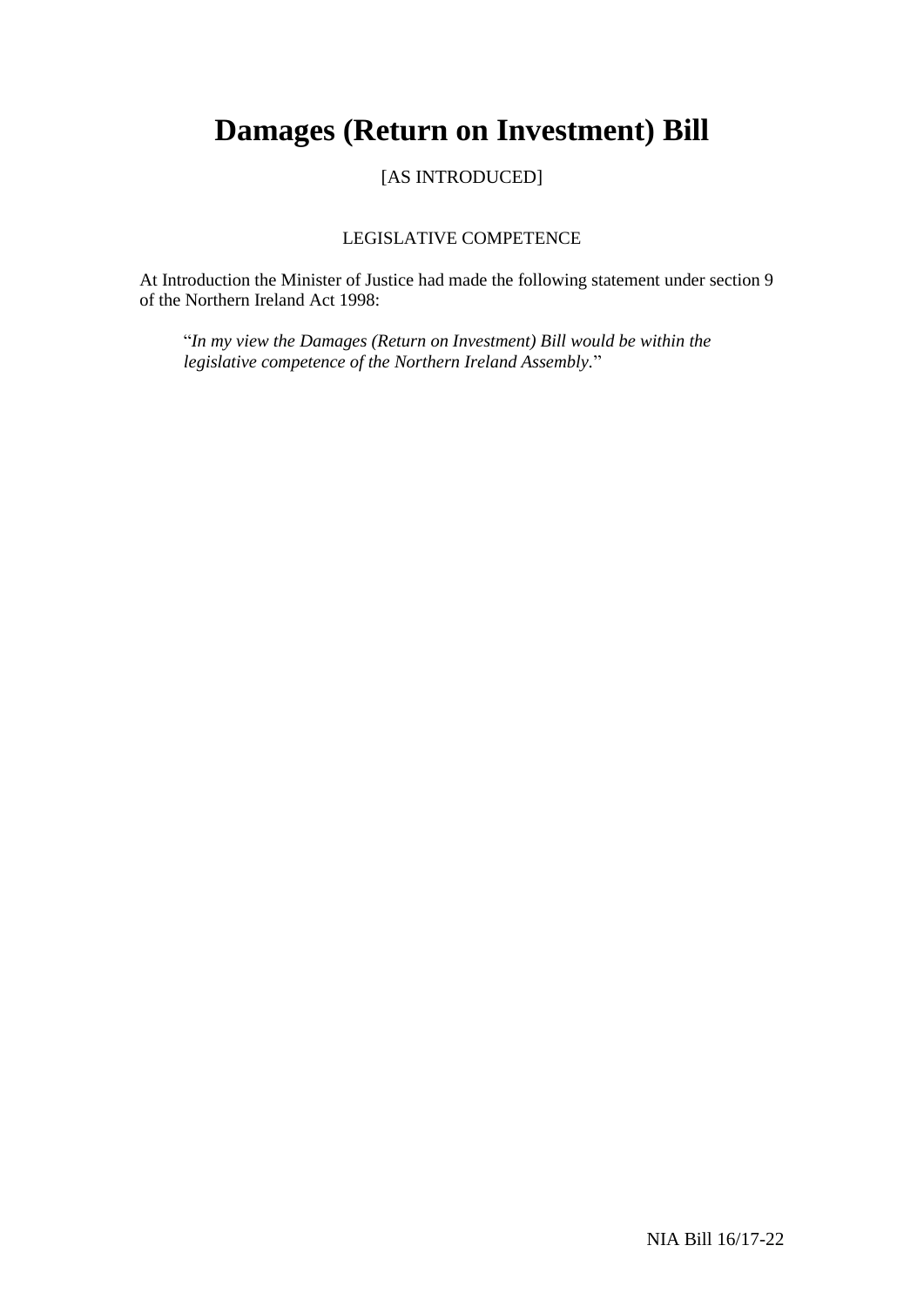# Damages (Return on Investment) Bill

[AS INTRODUCED]

LEGISLATIVE COMPETENCE

At Introduction the Minister of Justice had made the following statement under section 9 of the Northern Ireland Act 1998:

> "*In my view the Damages (Return on Investment) Bill would be within the legislative competence of the Northern Ireland Assembly.*"

NIA Bill 16/17-22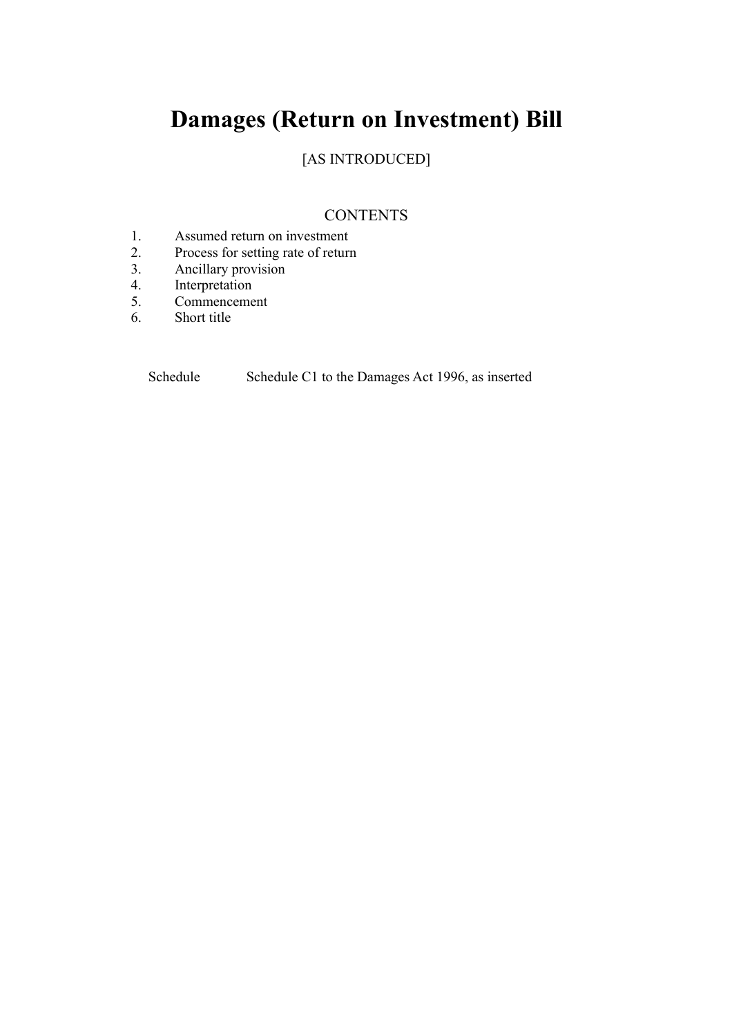# Damages (Return on Investment) Bill

[AS INTRODUCED]

## CONTENTS

1. Assumed return on investment
2. Process for setting rate of return
3. Ancillary provision
4. Interpretation
5. Commencement
6. Short title

Schedule — Schedule C1 to the Damages Act 1996, as inserted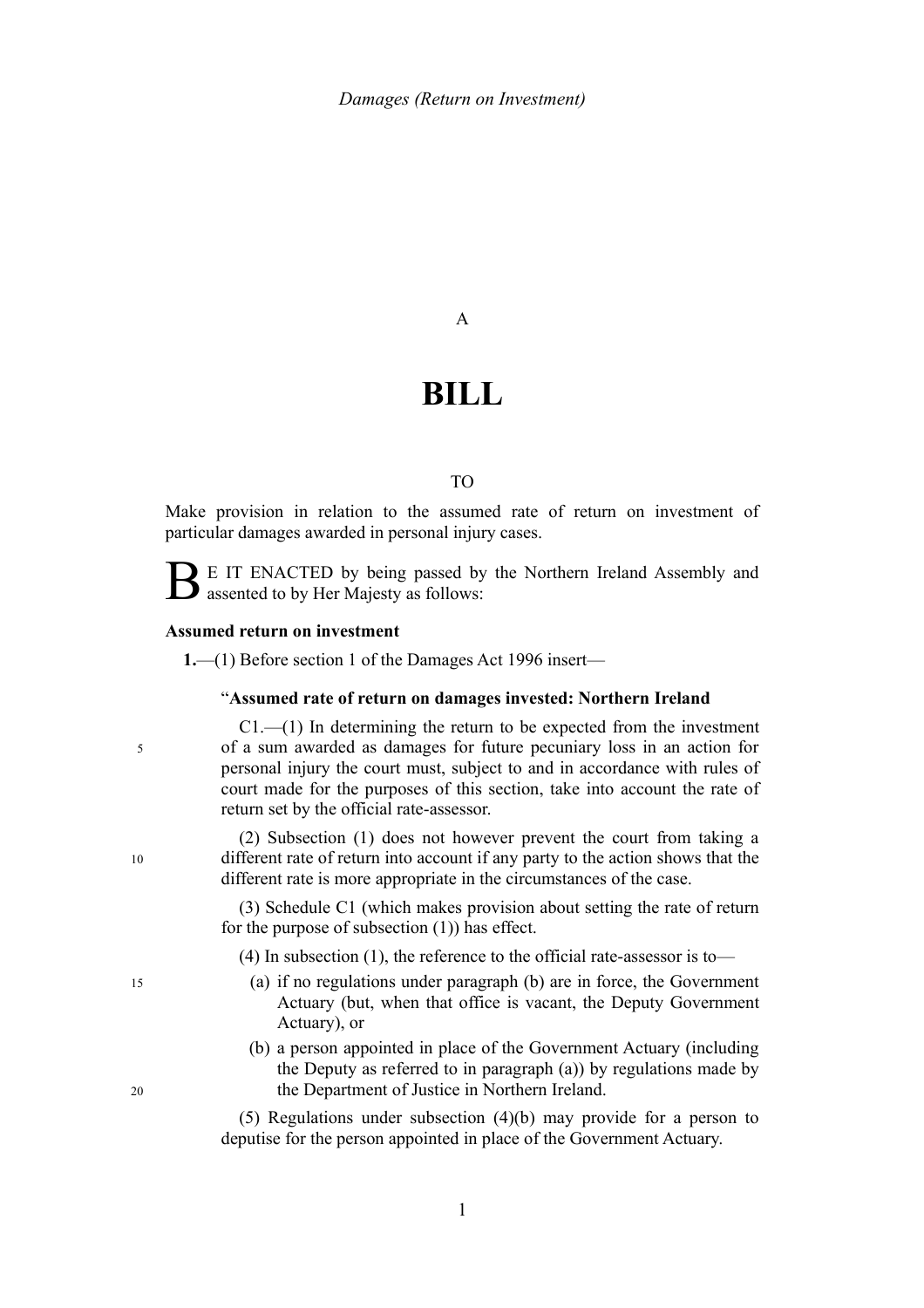A

# BILL

TO

Make provision in relation to the assumed rate of return on investment of particular damages awarded in personal injury cases.

BE IT ENACTED by being passed by the Northern Ireland Assembly and assented to by Her Majesty as follows:

**Assumed return on investment**

**1.**—(1) Before section 1 of the Damages Act 1996 insert—

"**Assumed rate of return on damages invested: Northern Ireland**

C1.—(1) In determining the return to be expected from the investment of a sum awarded as damages for future pecuniary loss in an action for personal injury the court must, subject to and in accordance with rules of court made for the purposes of this section, take into account the rate of return set by the official rate-assessor.

(2) Subsection (1) does not however prevent the court from taking a different rate of return into account if any party to the action shows that the different rate is more appropriate in the circumstances of the case.

(3) Schedule C1 (which makes provision about setting the rate of return for the purpose of subsection (1)) has effect.

(4) In subsection (1), the reference to the official rate-assessor is to—

(a) if no regulations under paragraph (b) are in force, the Government Actuary (but, when that office is vacant, the Deputy Government Actuary), or

(b) a person appointed in place of the Government Actuary (including the Deputy as referred to in paragraph (a)) by regulations made by the Department of Justice in Northern Ireland.

(5) Regulations under subsection (4)(b) may provide for a person to deputise for the person appointed in place of the Government Actuary.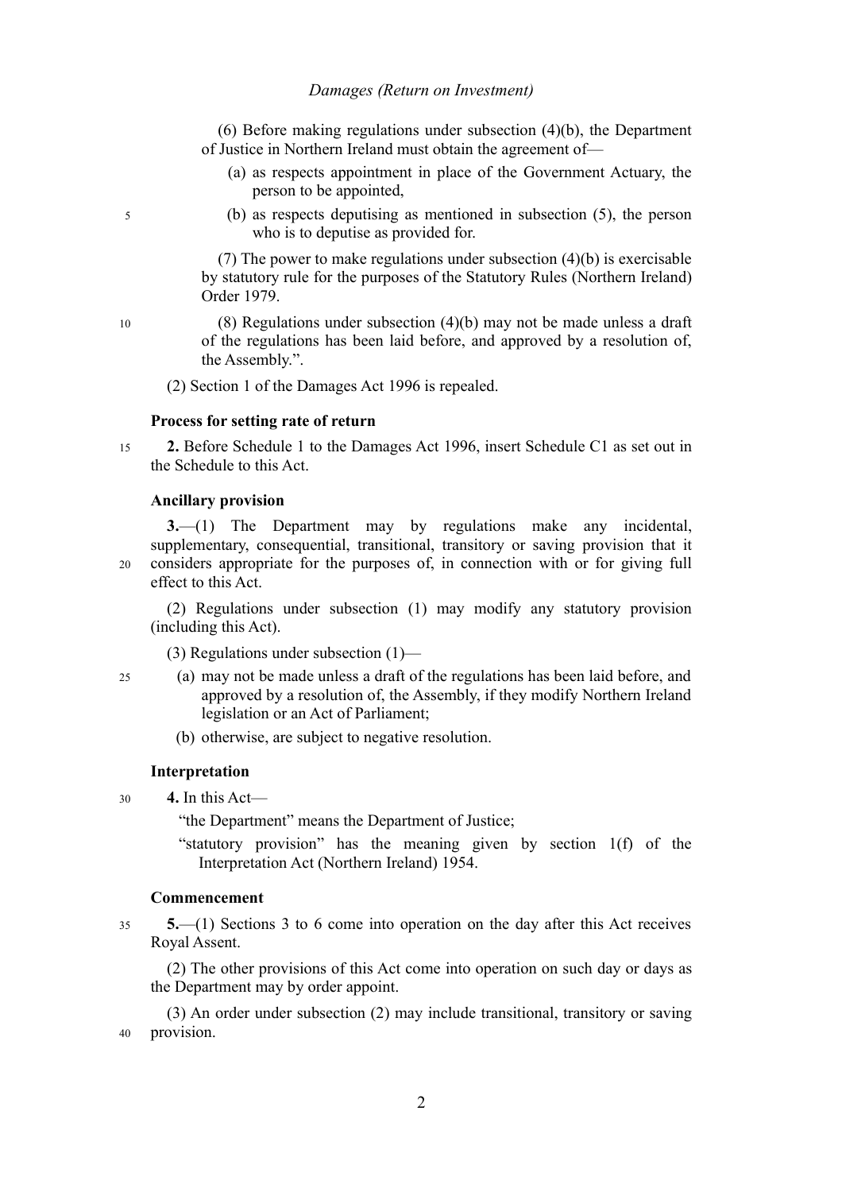(6) Before making regulations under subsection (4)(b), the Department of Justice in Northern Ireland must obtain the agreement of—

(a) as respects appointment in place of the Government Actuary, the person to be appointed,

(b) as respects deputising as mentioned in subsection (5), the person who is to deputise as provided for.

(7) The power to make regulations under subsection (4)(b) is exercisable by statutory rule for the purposes of the Statutory Rules (Northern Ireland) Order 1979.

(8) Regulations under subsection (4)(b) may not be made unless a draft of the regulations has been laid before, and approved by a resolution of, the Assembly.".

(2) Section 1 of the Damages Act 1996 is repealed.

### Process for setting rate of return

**2.** Before Schedule 1 to the Damages Act 1996, insert Schedule C1 as set out in the Schedule to this Act.

### Ancillary provision

**3.**—(1) The Department may by regulations make any incidental, supplementary, consequential, transitional, transitory or saving provision that it considers appropriate for the purposes of, in connection with or for giving full effect to this Act.

(2) Regulations under subsection (1) may modify any statutory provision (including this Act).

(3) Regulations under subsection (1)—

(a) may not be made unless a draft of the regulations has been laid before, and approved by a resolution of, the Assembly, if they modify Northern Ireland legislation or an Act of Parliament;

(b) otherwise, are subject to negative resolution.

### Interpretation

**4.** In this Act—

"the Department" means the Department of Justice;

"statutory provision" has the meaning given by section 1(f) of the Interpretation Act (Northern Ireland) 1954.

### Commencement

**5.**—(1) Sections 3 to 6 come into operation on the day after this Act receives Royal Assent.

(2) The other provisions of this Act come into operation on such day or days as the Department may by order appoint.

(3) An order under subsection (2) may include transitional, transitory or saving provision.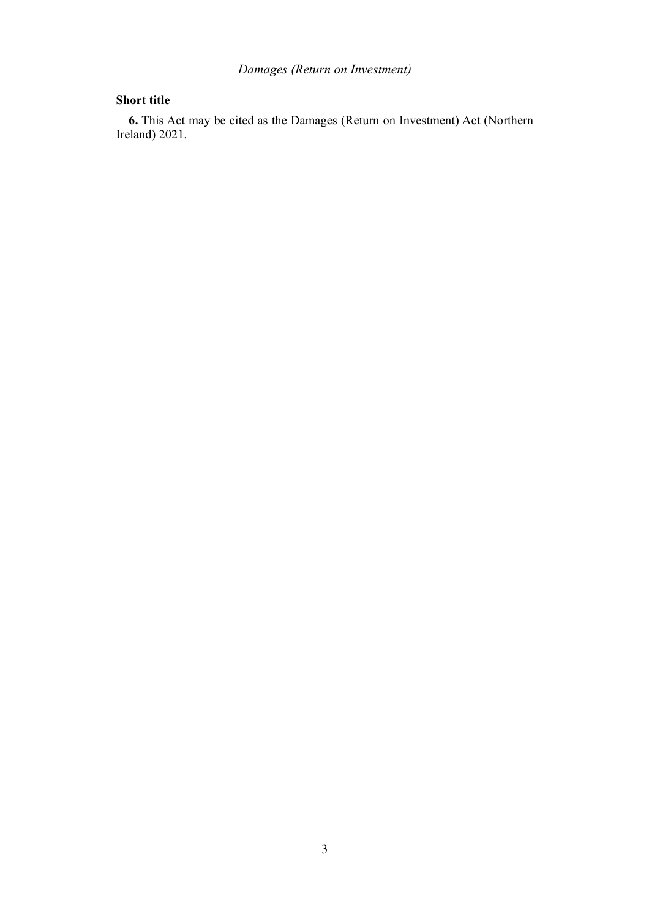**Short title**

**6.** This Act may be cited as the Damages (Return on Investment) Act (Northern Ireland) 2021.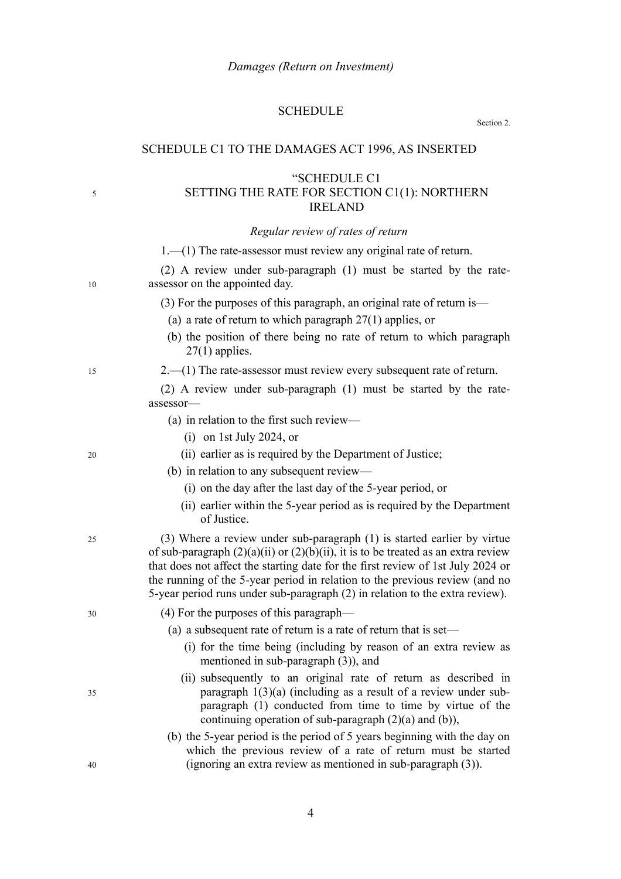# SCHEDULE

Section 2.

## SCHEDULE C1 TO THE DAMAGES ACT 1996, AS INSERTED

"SCHEDULE C1
SETTING THE RATE FOR SECTION C1(1): NORTHERN IRELAND

*Regular review of rates of return*

1.—(1) The rate-assessor must review any original rate of return.

(2) A review under sub-paragraph (1) must be started by the rate-assessor on the appointed day.

(3) For the purposes of this paragraph, an original rate of return is—

(a) a rate of return to which paragraph 27(1) applies, or

(b) the position of there being no rate of return to which paragraph 27(1) applies.

2.—(1) The rate-assessor must review every subsequent rate of return.

(2) A review under sub-paragraph (1) must be started by the rate-assessor—

(a) in relation to the first such review—

(i) on 1st July 2024, or

(ii) earlier as is required by the Department of Justice;

(b) in relation to any subsequent review—

(i) on the day after the last day of the 5-year period, or

(ii) earlier within the 5-year period as is required by the Department of Justice.

(3) Where a review under sub-paragraph (1) is started earlier by virtue of sub-paragraph (2)(a)(ii) or (2)(b)(ii), it is to be treated as an extra review that does not affect the starting date for the first review of 1st July 2024 or the running of the 5-year period in relation to the previous review (and no 5-year period runs under sub-paragraph (2) in relation to the extra review).

(4) For the purposes of this paragraph—

(a) a subsequent rate of return is a rate of return that is set—

(i) for the time being (including by reason of an extra review as mentioned in sub-paragraph (3)), and

(ii) subsequently to an original rate of return as described in paragraph 1(3)(a) (including as a result of a review under sub-paragraph (1) conducted from time to time by virtue of the continuing operation of sub-paragraph (2)(a) and (b)),

(b) the 5-year period is the period of 5 years beginning with the day on which the previous review of a rate of return must be started (ignoring an extra review as mentioned in sub-paragraph (3)).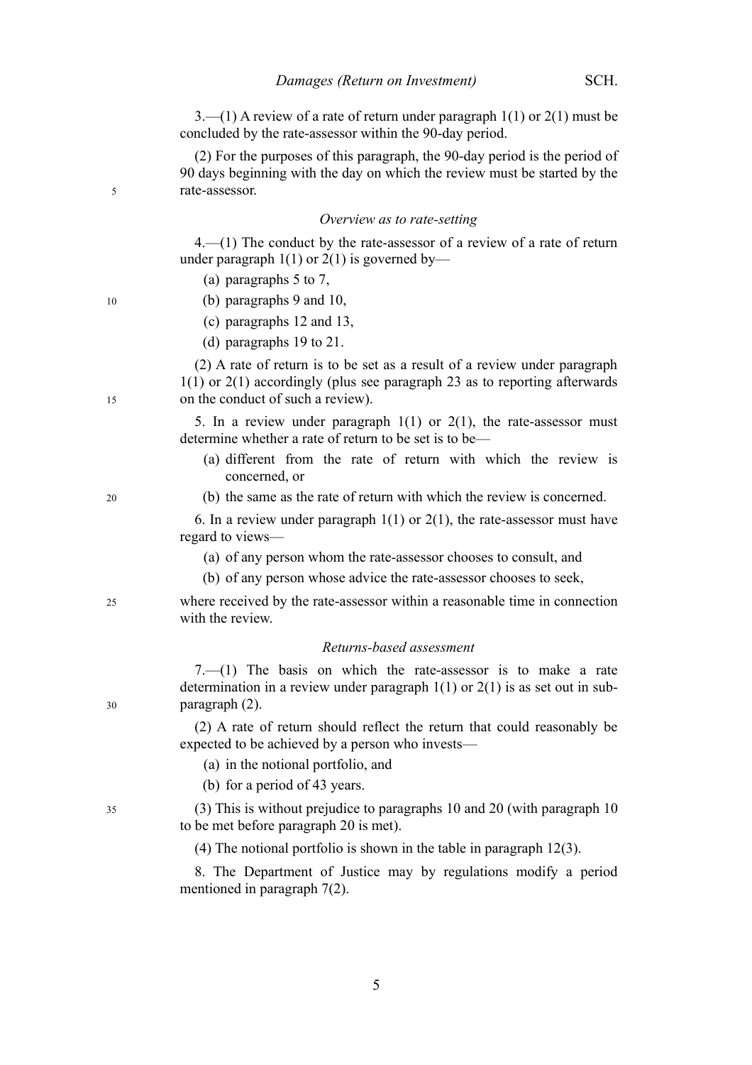3.—(1) A review of a rate of return under paragraph 1(1) or 2(1) must be concluded by the rate-assessor within the 90-day period.

(2) For the purposes of this paragraph, the 90-day period is the period of 90 days beginning with the day on which the review must be started by the rate-assessor.

*Overview as to rate-setting*

4.—(1) The conduct by the rate-assessor of a review of a rate of return under paragraph 1(1) or 2(1) is governed by—

(a) paragraphs 5 to 7,

(b) paragraphs 9 and 10,

(c) paragraphs 12 and 13,

(d) paragraphs 19 to 21.

(2) A rate of return is to be set as a result of a review under paragraph 1(1) or 2(1) accordingly (plus see paragraph 23 as to reporting afterwards on the conduct of such a review).

5. In a review under paragraph 1(1) or 2(1), the rate-assessor must determine whether a rate of return to be set is to be—

(a) different from the rate of return with which the review is concerned, or

(b) the same as the rate of return with which the review is concerned.

6. In a review under paragraph 1(1) or 2(1), the rate-assessor must have regard to views—

(a) of any person whom the rate-assessor chooses to consult, and

(b) of any person whose advice the rate-assessor chooses to seek,

where received by the rate-assessor within a reasonable time in connection with the review.

*Returns-based assessment*

7.—(1) The basis on which the rate-assessor is to make a rate determination in a review under paragraph 1(1) or 2(1) is as set out in sub-paragraph (2).

(2) A rate of return should reflect the return that could reasonably be expected to be achieved by a person who invests—

(a) in the notional portfolio, and

(b) for a period of 43 years.

(3) This is without prejudice to paragraphs 10 and 20 (with paragraph 10 to be met before paragraph 20 is met).

(4) The notional portfolio is shown in the table in paragraph 12(3).

8. The Department of Justice may by regulations modify a period mentioned in paragraph 7(2).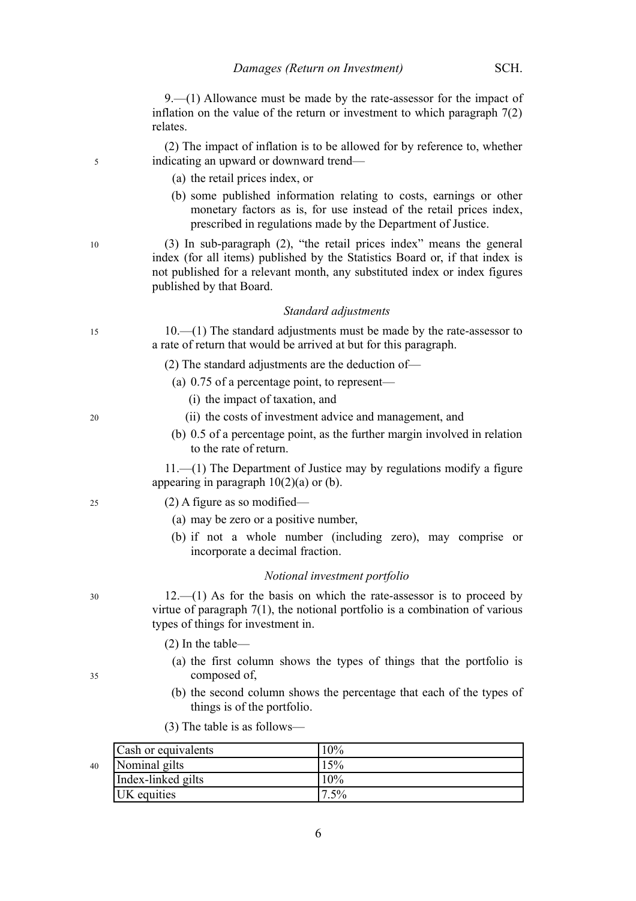9.—(1) Allowance must be made by the rate-assessor for the impact of inflation on the value of the return or investment to which paragraph 7(2) relates.

(2) The impact of inflation is to be allowed for by reference to, whether indicating an upward or downward trend—

(a) the retail prices index, or

(b) some published information relating to costs, earnings or other monetary factors as is, for use instead of the retail prices index, prescribed in regulations made by the Department of Justice.

(3) In sub-paragraph (2), "the retail prices index" means the general index (for all items) published by the Statistics Board or, if that index is not published for a relevant month, any substituted index or index figures published by that Board.

*Standard adjustments*

10.—(1) The standard adjustments must be made by the rate-assessor to a rate of return that would be arrived at but for this paragraph.

(2) The standard adjustments are the deduction of—

(a) 0.75 of a percentage point, to represent—

(i) the impact of taxation, and

(ii) the costs of investment advice and management, and

(b) 0.5 of a percentage point, as the further margin involved in relation to the rate of return.

11.—(1) The Department of Justice may by regulations modify a figure appearing in paragraph 10(2)(a) or (b).

(2) A figure as so modified—

(a) may be zero or a positive number,

(b) if not a whole number (including zero), may comprise or incorporate a decimal fraction.

*Notional investment portfolio*

12.—(1) As for the basis on which the rate-assessor is to proceed by virtue of paragraph 7(1), the notional portfolio is a combination of various types of things for investment in.

(2) In the table—

(a) the first column shows the types of things that the portfolio is composed of,

(b) the second column shows the percentage that each of the types of things is of the portfolio.

(3) The table is as follows—

| | |
|---|---|
| Cash or equivalents | 10% |
| Nominal gilts | 15% |
| Index-linked gilts | 10% |
| UK equities | 7.5% |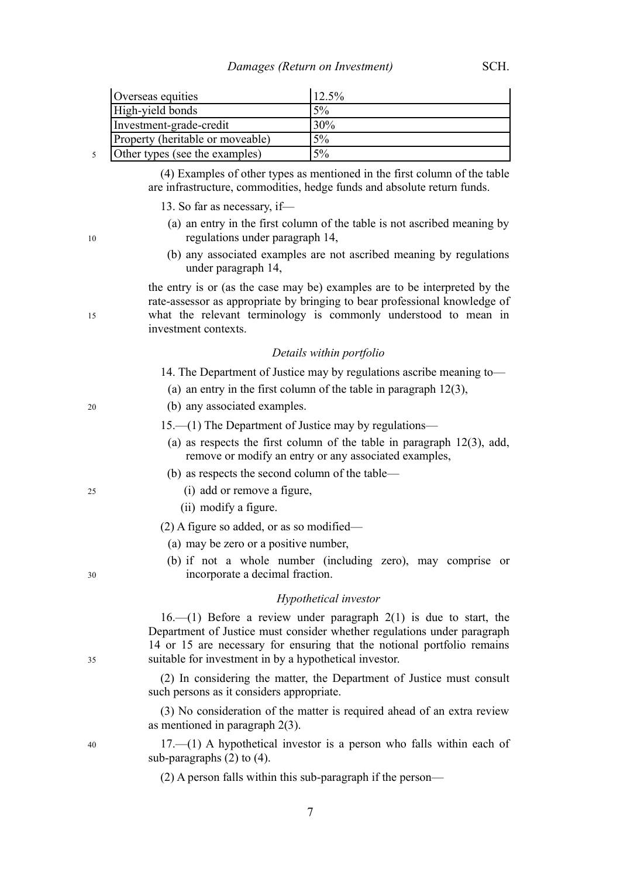| | |
|---|---|
| Overseas equities | 12.5% |
| High-yield bonds | 5% |
| Investment-grade-credit | 30% |
| Property (heritable or moveable) | 5% |
| Other types (see the examples) | 5% |

(4) Examples of other types as mentioned in the first column of the table are infrastructure, commodities, hedge funds and absolute return funds.

13. So far as necessary, if—

(a) an entry in the first column of the table is not ascribed meaning by regulations under paragraph 14,

(b) any associated examples are not ascribed meaning by regulations under paragraph 14,

the entry is or (as the case may be) examples are to be interpreted by the rate-assessor as appropriate by bringing to bear professional knowledge of what the relevant terminology is commonly understood to mean in investment contexts.

*Details within portfolio*

14. The Department of Justice may by regulations ascribe meaning to—

(a) an entry in the first column of the table in paragraph 12(3),

(b) any associated examples.

15.—(1) The Department of Justice may by regulations—

(a) as respects the first column of the table in paragraph 12(3), add, remove or modify an entry or any associated examples,

(b) as respects the second column of the table—

(i) add or remove a figure,

(ii) modify a figure.

(2) A figure so added, or as so modified—

(a) may be zero or a positive number,

(b) if not a whole number (including zero), may comprise or incorporate a decimal fraction.

*Hypothetical investor*

16.—(1) Before a review under paragraph 2(1) is due to start, the Department of Justice must consider whether regulations under paragraph 14 or 15 are necessary for ensuring that the notional portfolio remains suitable for investment in by a hypothetical investor.

(2) In considering the matter, the Department of Justice must consult such persons as it considers appropriate.

(3) No consideration of the matter is required ahead of an extra review as mentioned in paragraph 2(3).

17.—(1) A hypothetical investor is a person who falls within each of sub-paragraphs (2) to (4).

(2) A person falls within this sub-paragraph if the person—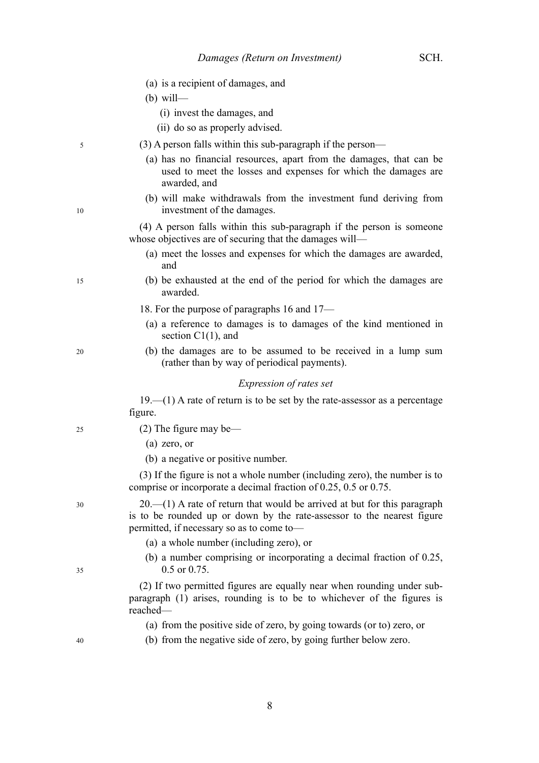(a) is a recipient of damages, and

(b) will—

(i) invest the damages, and

(ii) do so as properly advised.

(3) A person falls within this sub-paragraph if the person—

(a) has no financial resources, apart from the damages, that can be used to meet the losses and expenses for which the damages are awarded, and

(b) will make withdrawals from the investment fund deriving from investment of the damages.

(4) A person falls within this sub-paragraph if the person is someone whose objectives are of securing that the damages will—

(a) meet the losses and expenses for which the damages are awarded, and

(b) be exhausted at the end of the period for which the damages are awarded.

18. For the purpose of paragraphs 16 and 17—

(a) a reference to damages is to damages of the kind mentioned in section C1(1), and

(b) the damages are to be assumed to be received in a lump sum (rather than by way of periodical payments).

*Expression of rates set*

19.—(1) A rate of return is to be set by the rate-assessor as a percentage figure.

(2) The figure may be—

(a) zero, or

(b) a negative or positive number.

(3) If the figure is not a whole number (including zero), the number is to comprise or incorporate a decimal fraction of 0.25, 0.5 or 0.75.

20.—(1) A rate of return that would be arrived at but for this paragraph is to be rounded up or down by the rate-assessor to the nearest figure permitted, if necessary so as to come to—

(a) a whole number (including zero), or

(b) a number comprising or incorporating a decimal fraction of 0.25, 0.5 or 0.75.

(2) If two permitted figures are equally near when rounding under sub-paragraph (1) arises, rounding is to be to whichever of the figures is reached—

(a) from the positive side of zero, by going towards (or to) zero, or

(b) from the negative side of zero, by going further below zero.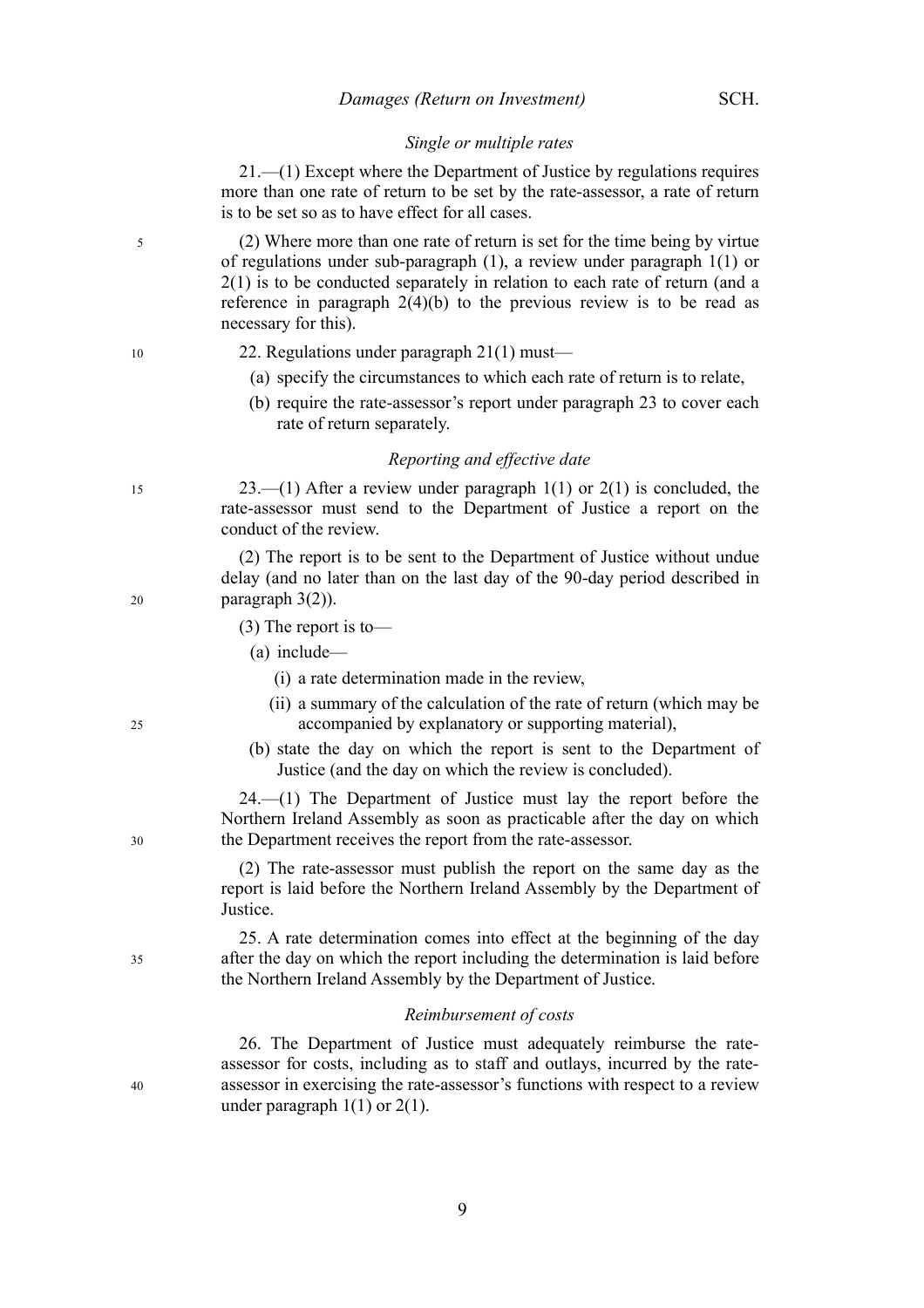*Single or multiple rates*

21.—(1) Except where the Department of Justice by regulations requires more than one rate of return to be set by the rate-assessor, a rate of return is to be set so as to have effect for all cases.

(2) Where more than one rate of return is set for the time being by virtue of regulations under sub-paragraph (1), a review under paragraph 1(1) or 2(1) is to be conducted separately in relation to each rate of return (and a reference in paragraph 2(4)(b) to the previous review is to be read as necessary for this).

22. Regulations under paragraph 21(1) must—

- (a) specify the circumstances to which each rate of return is to relate,
- (b) require the rate-assessor's report under paragraph 23 to cover each rate of return separately.

*Reporting and effective date*

23.—(1) After a review under paragraph 1(1) or 2(1) is concluded, the rate-assessor must send to the Department of Justice a report on the conduct of the review.

(2) The report is to be sent to the Department of Justice without undue delay (and no later than on the last day of the 90-day period described in paragraph 3(2)).

(3) The report is to—

- (a) include—
  - (i) a rate determination made in the review,
  - (ii) a summary of the calculation of the rate of return (which may be accompanied by explanatory or supporting material),
- (b) state the day on which the report is sent to the Department of Justice (and the day on which the review is concluded).

24.—(1) The Department of Justice must lay the report before the Northern Ireland Assembly as soon as practicable after the day on which the Department receives the report from the rate-assessor.

(2) The rate-assessor must publish the report on the same day as the report is laid before the Northern Ireland Assembly by the Department of Justice.

25. A rate determination comes into effect at the beginning of the day after the day on which the report including the determination is laid before the Northern Ireland Assembly by the Department of Justice.

*Reimbursement of costs*

26. The Department of Justice must adequately reimburse the rate-assessor for costs, including as to staff and outlays, incurred by the rate-assessor in exercising the rate-assessor's functions with respect to a review under paragraph 1(1) or 2(1).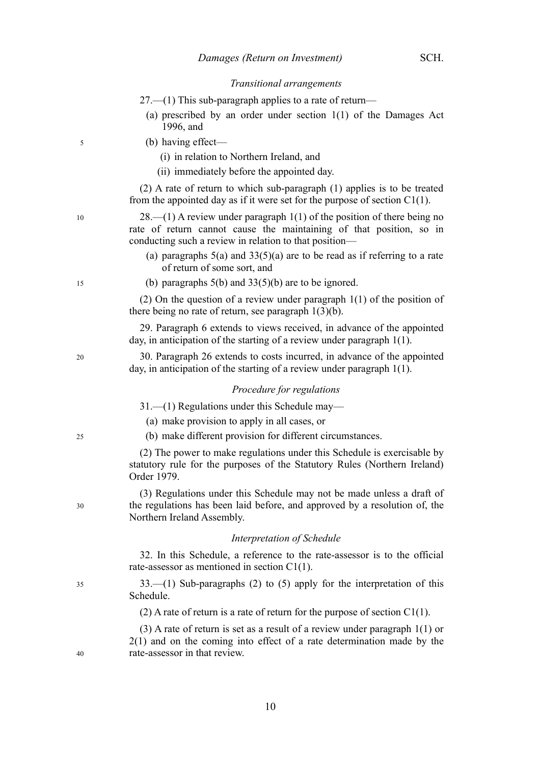### *Transitional arrangements*

27.—(1) This sub-paragraph applies to a rate of return—

(a) prescribed by an order under section 1(1) of the Damages Act 1996, and

(b) having effect—

(i) in relation to Northern Ireland, and

(ii) immediately before the appointed day.

(2) A rate of return to which sub-paragraph (1) applies is to be treated from the appointed day as if it were set for the purpose of section C1(1).

28.—(1) A review under paragraph 1(1) of the position of there being no rate of return cannot cause the maintaining of that position, so in conducting such a review in relation to that position—

(a) paragraphs 5(a) and 33(5)(a) are to be read as if referring to a rate of return of some sort, and

(b) paragraphs 5(b) and 33(5)(b) are to be ignored.

(2) On the question of a review under paragraph 1(1) of the position of there being no rate of return, see paragraph 1(3)(b).

29. Paragraph 6 extends to views received, in advance of the appointed day, in anticipation of the starting of a review under paragraph 1(1).

30. Paragraph 26 extends to costs incurred, in advance of the appointed day, in anticipation of the starting of a review under paragraph 1(1).

### *Procedure for regulations*

31.—(1) Regulations under this Schedule may—

(a) make provision to apply in all cases, or

(b) make different provision for different circumstances.

(2) The power to make regulations under this Schedule is exercisable by statutory rule for the purposes of the Statutory Rules (Northern Ireland) Order 1979.

(3) Regulations under this Schedule may not be made unless a draft of the regulations has been laid before, and approved by a resolution of, the Northern Ireland Assembly.

### *Interpretation of Schedule*

32. In this Schedule, a reference to the rate-assessor is to the official rate-assessor as mentioned in section C1(1).

33.—(1) Sub-paragraphs (2) to (5) apply for the interpretation of this Schedule.

(2) A rate of return is a rate of return for the purpose of section C1(1).

(3) A rate of return is set as a result of a review under paragraph 1(1) or 2(1) and on the coming into effect of a rate determination made by the rate-assessor in that review.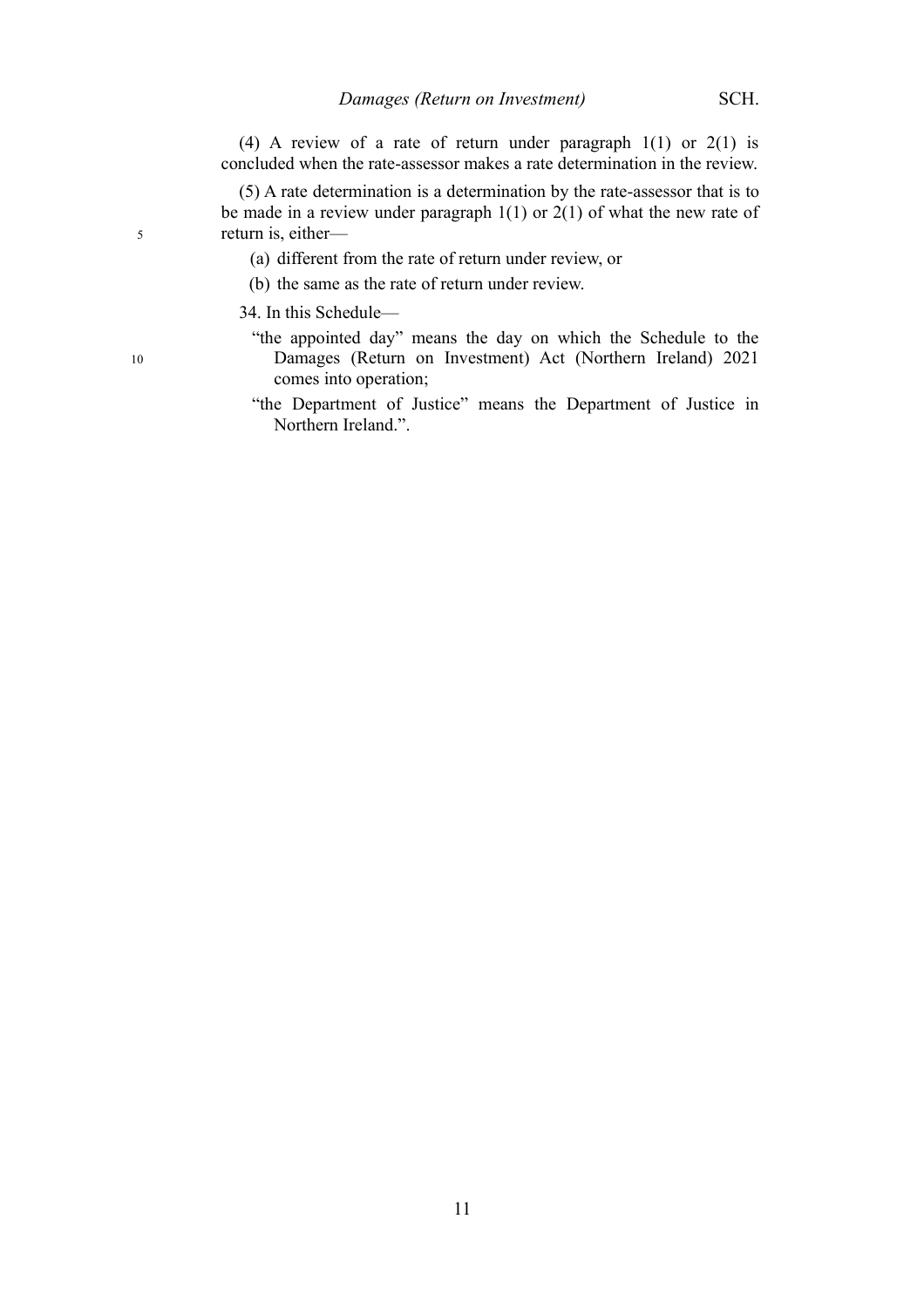(4) A review of a rate of return under paragraph 1(1) or 2(1) is concluded when the rate-assessor makes a rate determination in the review.

(5) A rate determination is a determination by the rate-assessor that is to be made in a review under paragraph 1(1) or 2(1) of what the new rate of return is, either—

(a) different from the rate of return under review, or

(b) the same as the rate of return under review.

34. In this Schedule—

"the appointed day" means the day on which the Schedule to the Damages (Return on Investment) Act (Northern Ireland) 2021 comes into operation;

"the Department of Justice" means the Department of Justice in Northern Ireland.".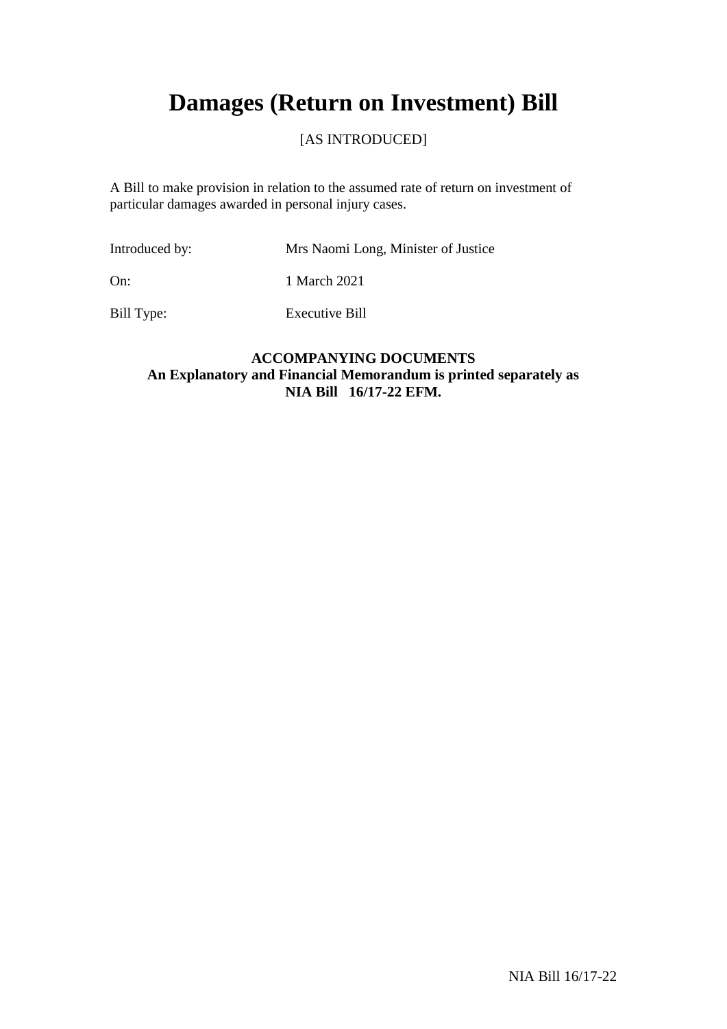# Damages (Return on Investment) Bill

[AS INTRODUCED]

A Bill to make provision in relation to the assumed rate of return on investment of particular damages awarded in personal injury cases.

| | |
|---|---|
| Introduced by: | Mrs Naomi Long, Minister of Justice |
| On: | 1 March 2021 |
| Bill Type: | Executive Bill |

**ACCOMPANYING DOCUMENTS**
**An Explanatory and Financial Memorandum is printed separately as NIA Bill 16/17-22 EFM.**

NIA Bill 16/17-22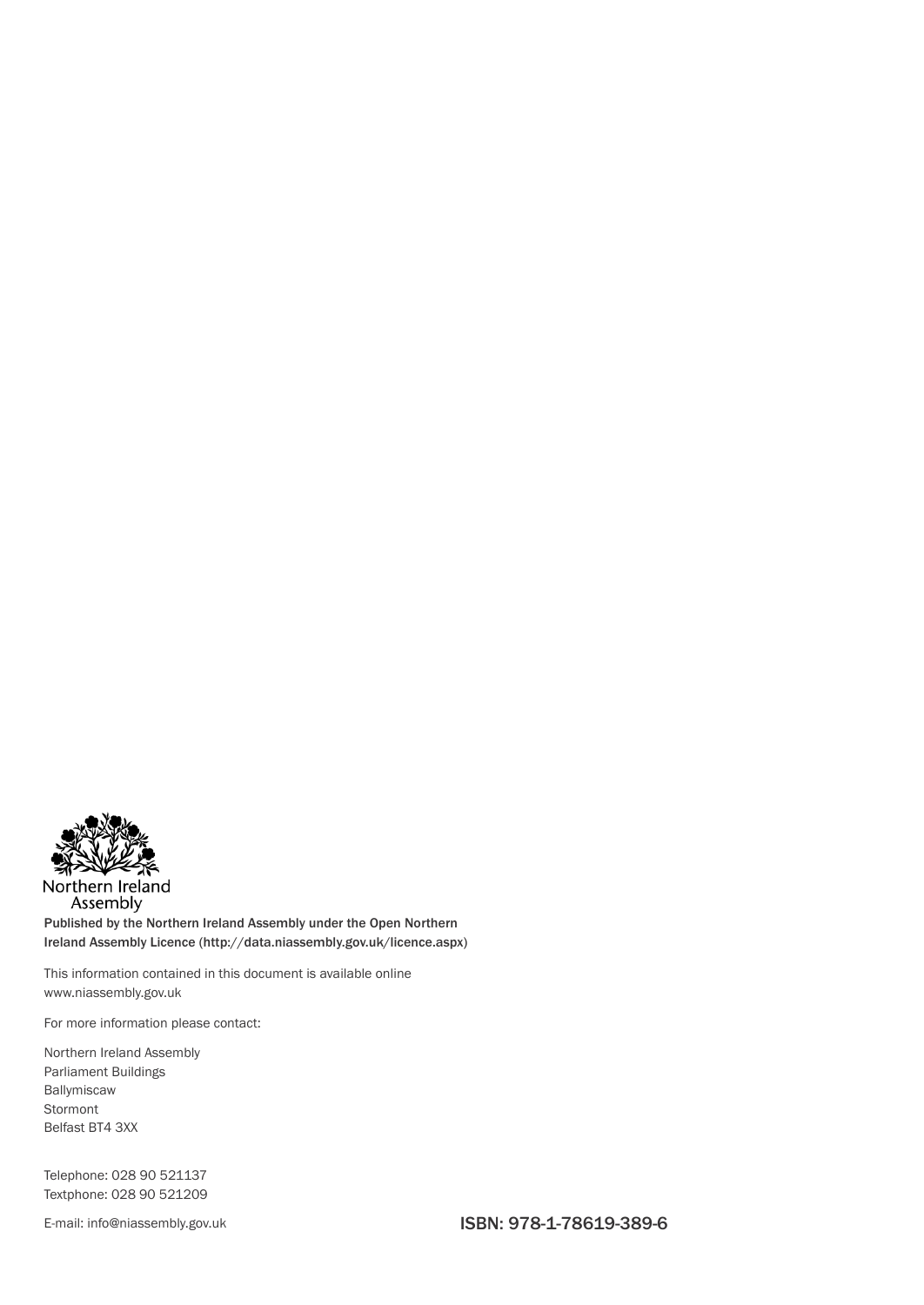Northern Ireland Assembly

**Published by the Northern Ireland Assembly under the Open Northern Ireland Assembly Licence (http://data.niassembly.gov.uk/licence.aspx)**

This information contained in this document is available online www.niassembly.gov.uk

For more information please contact:

Northern Ireland Assembly
Parliament Buildings
Ballymiscaw
Stormont
Belfast BT4 3XX

Telephone: 028 90 521137
Textphone: 028 90 521209

E-mail: info@niassembly.gov.uk

ISBN: 978-1-78619-389-6